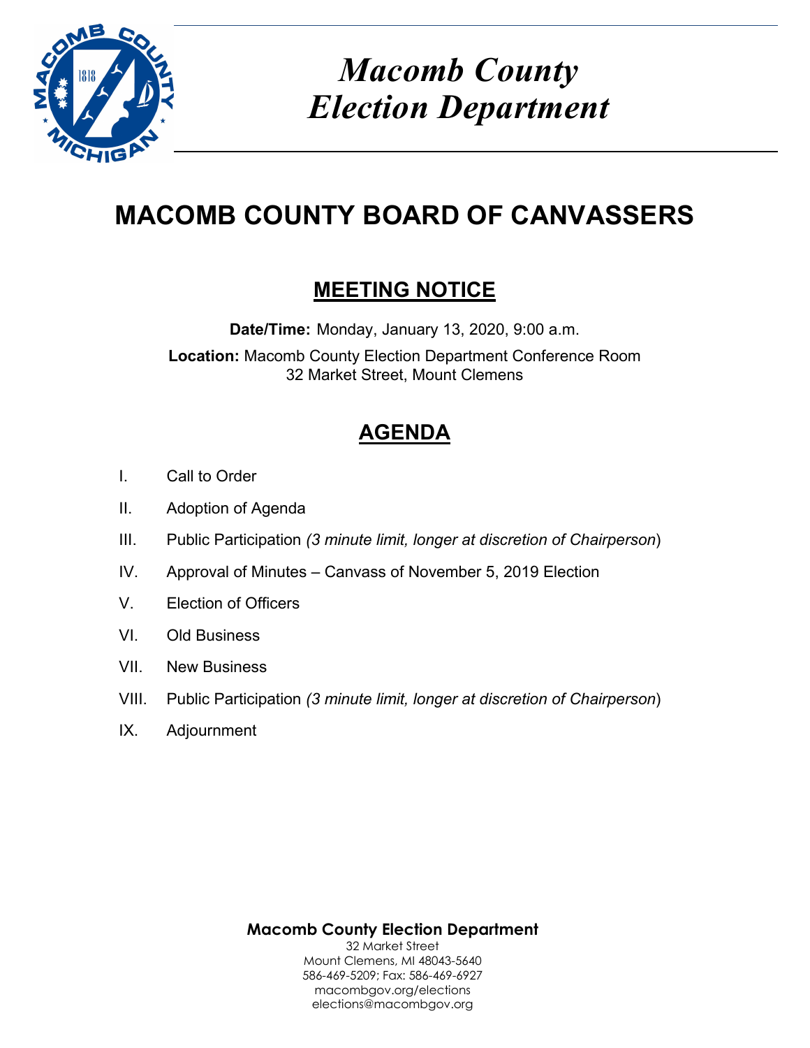# Macomb County Election Department

# MACOMB COUNTY BOARD OF CANVASSERS

## MEETING NOTICE

**Date/Time:** Monday, January 13, 2020, 9:00 a.m.

**Location:** Macomb County Election Department Conference Room
32 Market Street, Mount Clemens

## AGENDA

I. Call to Order

II. Adoption of Agenda

III. Public Participation *(3 minute limit, longer at discretion of Chairperson*)

IV. Approval of Minutes – Canvass of November 5, 2019 Election

V. Election of Officers

VI. Old Business

VII. New Business

VIII. Public Participation *(3 minute limit, longer at discretion of Chairperson*)

IX. Adjournment

**Macomb County Election Department**
32 Market Street
Mount Clemens, MI 48043-5640
586-469-5209; Fax: 586-469-6927
macombgov.org/elections
elections@macombgov.org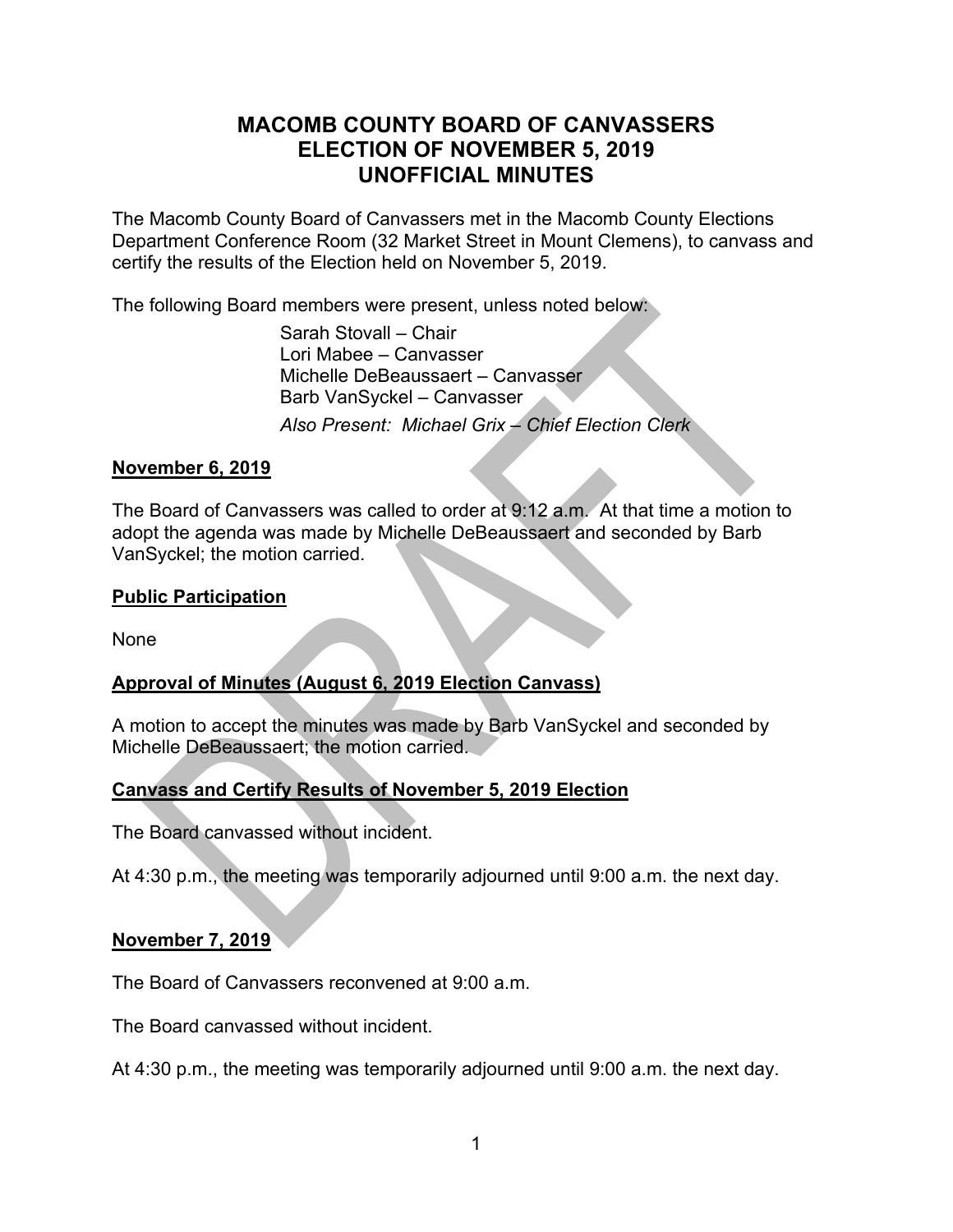# MACOMB COUNTY BOARD OF CANVASSERS
# ELECTION OF NOVEMBER 5, 2019
# UNOFFICIAL MINUTES

The Macomb County Board of Canvassers met in the Macomb County Elections Department Conference Room (32 Market Street in Mount Clemens), to canvass and certify the results of the Election held on November 5, 2019.

The following Board members were present, unless noted below:

Sarah Stovall – Chair
Lori Mabee – Canvasser
Michelle DeBeaussaert – Canvasser
Barb VanSyckel – Canvasser

*Also Present: Michael Grix – Chief Election Clerk*

**November 6, 2019**

The Board of Canvassers was called to order at 9:12 a.m. At that time a motion to adopt the agenda was made by Michelle DeBeaussaert and seconded by Barb VanSyckel; the motion carried.

**Public Participation**

None

**Approval of Minutes (August 6, 2019 Election Canvass)**

A motion to accept the minutes was made by Barb VanSyckel and seconded by Michelle DeBeaussaert; the motion carried.

**Canvass and Certify Results of November 5, 2019 Election**

The Board canvassed without incident.

At 4:30 p.m., the meeting was temporarily adjourned until 9:00 a.m. the next day.

**November 7, 2019**

The Board of Canvassers reconvened at 9:00 a.m.

The Board canvassed without incident.

At 4:30 p.m., the meeting was temporarily adjourned until 9:00 a.m. the next day.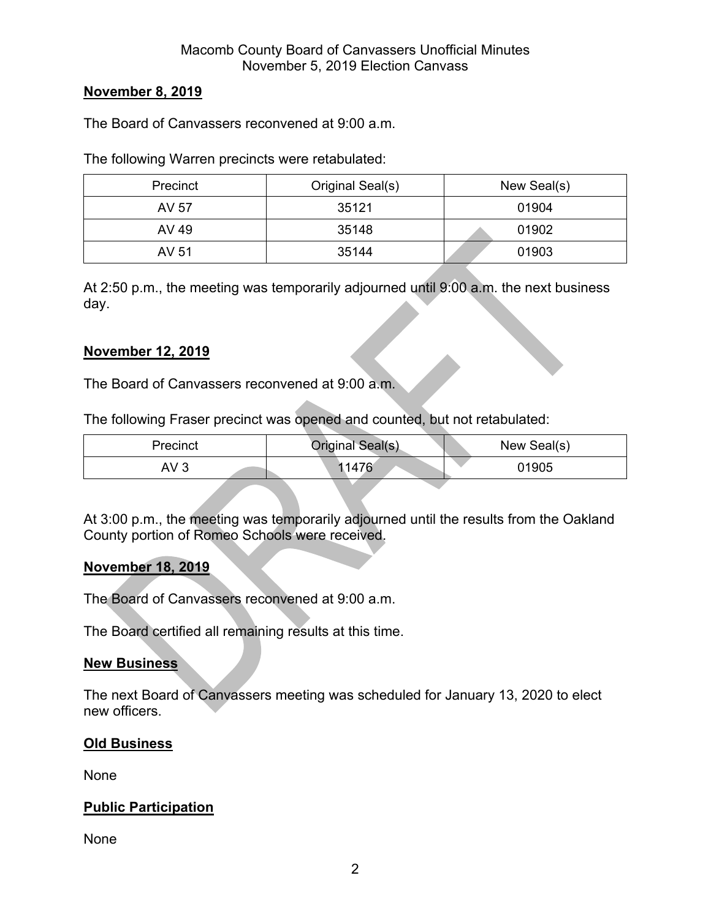**November 8, 2019**

The Board of Canvassers reconvened at 9:00 a.m.

The following Warren precincts were retabulated:

| Precinct | Original Seal(s) | New Seal(s) |
|---|---|---|
| AV 57 | 35121 | 01904 |
| AV 49 | 35148 | 01902 |
| AV 51 | 35144 | 01903 |

At 2:50 p.m., the meeting was temporarily adjourned until 9:00 a.m. the next business day.

**November 12, 2019**

The Board of Canvassers reconvened at 9:00 a.m.

The following Fraser precinct was opened and counted, but not retabulated:

| Precinct | Original Seal(s) | New Seal(s) |
|---|---|---|
| AV 3 | 11476 | 01905 |

At 3:00 p.m., the meeting was temporarily adjourned until the results from the Oakland County portion of Romeo Schools were received.

**November 18, 2019**

The Board of Canvassers reconvened at 9:00 a.m.

The Board certified all remaining results at this time.

**New Business**

The next Board of Canvassers meeting was scheduled for January 13, 2020 to elect new officers.

**Old Business**

None

**Public Participation**

None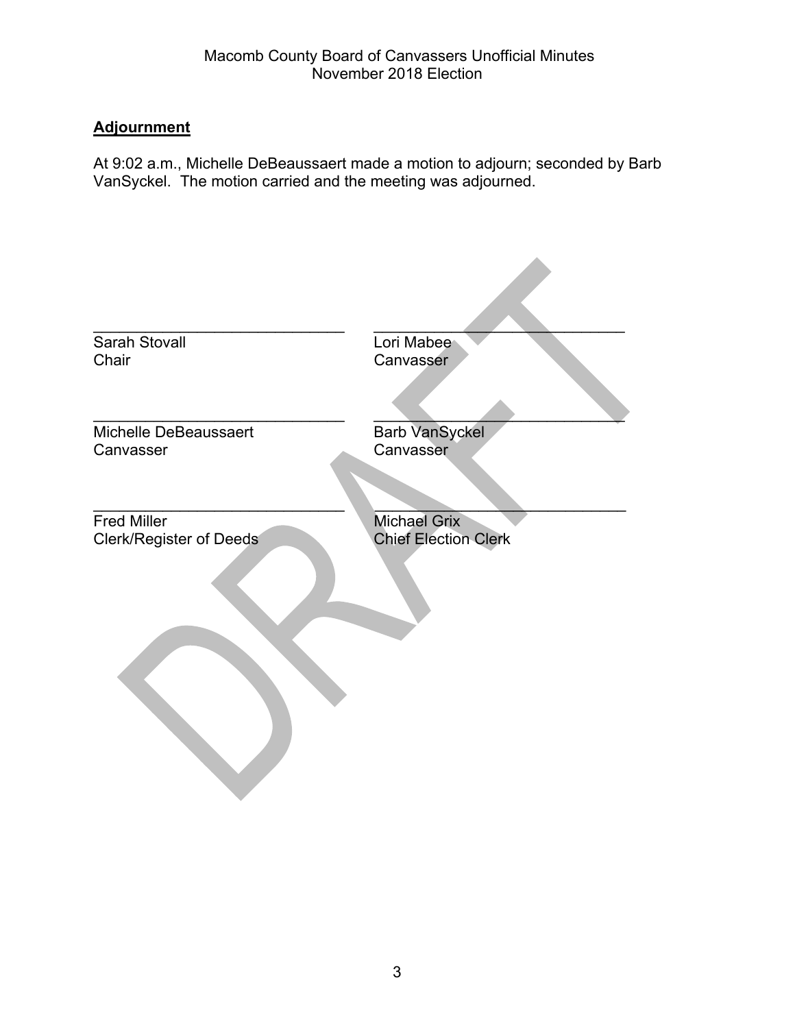## Adjournment

At 9:02 a.m., Michelle DeBeaussaert made a motion to adjourn; seconded by Barb VanSyckel. The motion carried and the meeting was adjourned.

| | |
|---|---|
| \_\_\_\_\_\_\_\_\_\_\_\_\_\_\_\_\_\_\_\_\_\_\_\_\_\_\_\_\_\_ | \_\_\_\_\_\_\_\_\_\_\_\_\_\_\_\_\_\_\_\_\_\_\_\_\_\_\_\_\_\_ |
| Sarah Stovall<br>Chair | Lori Mabee<br>Canvasser |
| \_\_\_\_\_\_\_\_\_\_\_\_\_\_\_\_\_\_\_\_\_\_\_\_\_\_\_\_\_\_ | \_\_\_\_\_\_\_\_\_\_\_\_\_\_\_\_\_\_\_\_\_\_\_\_\_\_\_\_\_\_ |
| Michelle DeBeaussaert<br>Canvasser | Barb VanSyckel<br>Canvasser |
| \_\_\_\_\_\_\_\_\_\_\_\_\_\_\_\_\_\_\_\_\_\_\_\_\_\_\_\_\_\_ | \_\_\_\_\_\_\_\_\_\_\_\_\_\_\_\_\_\_\_\_\_\_\_\_\_\_\_\_\_\_ |
| Fred Miller<br>Clerk/Register of Deeds | Michael Grix<br>Chief Election Clerk |

DRAFT